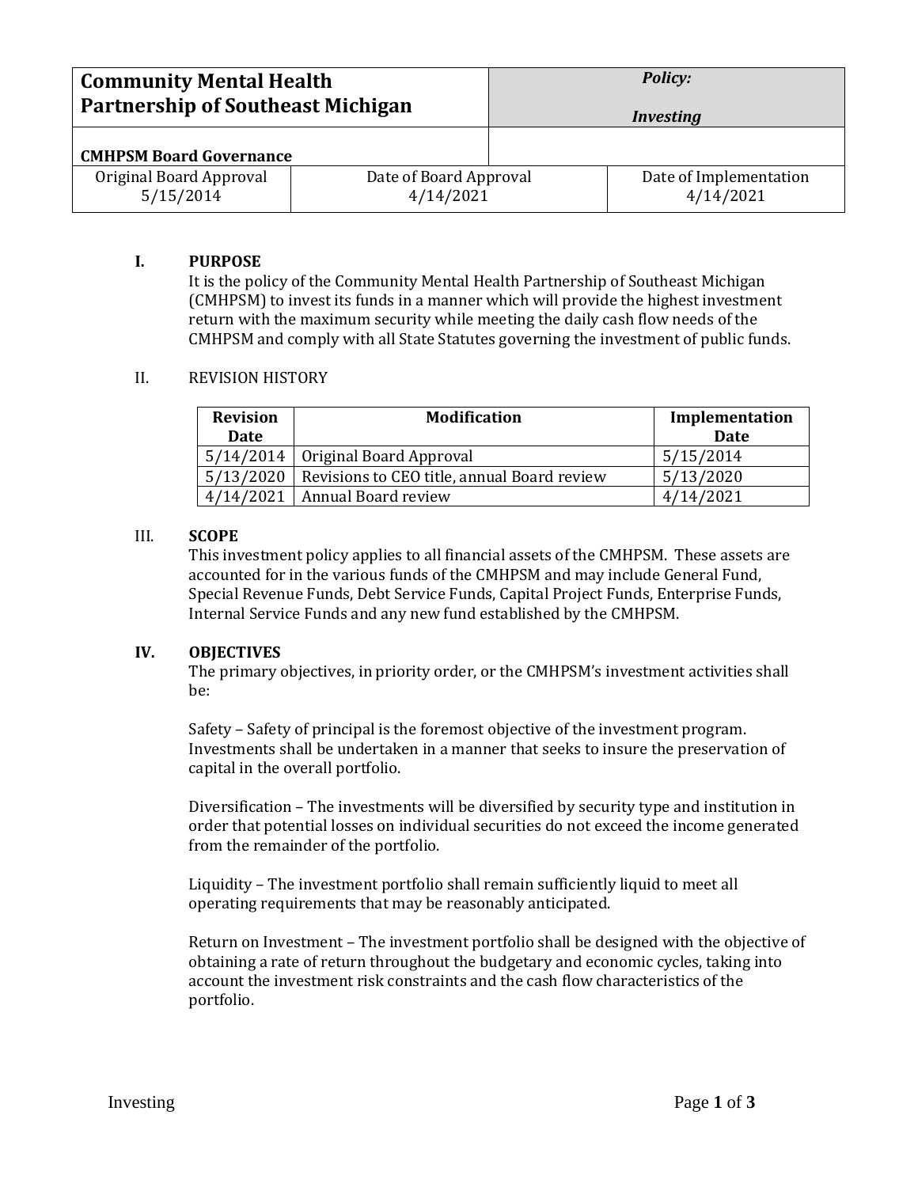| **Community Mental Health Partnership of Southeast Michigan** | | ***Policy:*** ***Investing*** |
|---|---|---|
| **CMHPSM Board Governance** | | |
| Original Board Approval 5/15/2014 | Date of Board Approval 4/14/2021 | Date of Implementation 4/14/2021 |

## I. PURPOSE

It is the policy of the Community Mental Health Partnership of Southeast Michigan (CMHPSM) to invest its funds in a manner which will provide the highest investment return with the maximum security while meeting the daily cash flow needs of the CMHPSM and comply with all State Statutes governing the investment of public funds.

## II. REVISION HISTORY

| Revision Date | Modification | Implementation Date |
|---|---|---|
| 5/14/2014 | Original Board Approval | 5/15/2014 |
| 5/13/2020 | Revisions to CEO title, annual Board review | 5/13/2020 |
| 4/14/2021 | Annual Board review | 4/14/2021 |

## III. SCOPE

This investment policy applies to all financial assets of the CMHPSM. These assets are accounted for in the various funds of the CMHPSM and may include General Fund, Special Revenue Funds, Debt Service Funds, Capital Project Funds, Enterprise Funds, Internal Service Funds and any new fund established by the CMHPSM.

## IV. OBJECTIVES

The primary objectives, in priority order, or the CMHPSM's investment activities shall be:

Safety – Safety of principal is the foremost objective of the investment program. Investments shall be undertaken in a manner that seeks to insure the preservation of capital in the overall portfolio.

Diversification – The investments will be diversified by security type and institution in order that potential losses on individual securities do not exceed the income generated from the remainder of the portfolio.

Liquidity – The investment portfolio shall remain sufficiently liquid to meet all operating requirements that may be reasonably anticipated.

Return on Investment – The investment portfolio shall be designed with the objective of obtaining a rate of return throughout the budgetary and economic cycles, taking into account the investment risk constraints and the cash flow characteristics of the portfolio.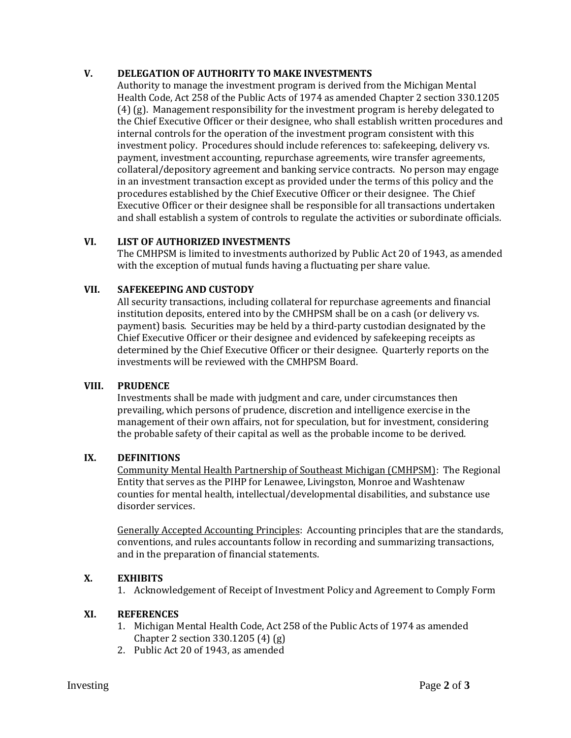## V. DELEGATION OF AUTHORITY TO MAKE INVESTMENTS

Authority to manage the investment program is derived from the Michigan Mental Health Code, Act 258 of the Public Acts of 1974 as amended Chapter 2 section 330.1205 (4) (g). Management responsibility for the investment program is hereby delegated to the Chief Executive Officer or their designee, who shall establish written procedures and internal controls for the operation of the investment program consistent with this investment policy. Procedures should include references to: safekeeping, delivery vs. payment, investment accounting, repurchase agreements, wire transfer agreements, collateral/depository agreement and banking service contracts. No person may engage in an investment transaction except as provided under the terms of this policy and the procedures established by the Chief Executive Officer or their designee. The Chief Executive Officer or their designee shall be responsible for all transactions undertaken and shall establish a system of controls to regulate the activities or subordinate officials.

## VI. LIST OF AUTHORIZED INVESTMENTS

The CMHPSM is limited to investments authorized by Public Act 20 of 1943, as amended with the exception of mutual funds having a fluctuating per share value.

## VII. SAFEKEEPING AND CUSTODY

All security transactions, including collateral for repurchase agreements and financial institution deposits, entered into by the CMHPSM shall be on a cash (or delivery vs. payment) basis. Securities may be held by a third-party custodian designated by the Chief Executive Officer or their designee and evidenced by safekeeping receipts as determined by the Chief Executive Officer or their designee. Quarterly reports on the investments will be reviewed with the CMHPSM Board.

## VIII. PRUDENCE

Investments shall be made with judgment and care, under circumstances then prevailing, which persons of prudence, discretion and intelligence exercise in the management of their own affairs, not for speculation, but for investment, considering the probable safety of their capital as well as the probable income to be derived.

## IX. DEFINITIONS

Community Mental Health Partnership of Southeast Michigan (CMHPSM): The Regional Entity that serves as the PIHP for Lenawee, Livingston, Monroe and Washtenaw counties for mental health, intellectual/developmental disabilities, and substance use disorder services.

Generally Accepted Accounting Principles: Accounting principles that are the standards, conventions, and rules accountants follow in recording and summarizing transactions, and in the preparation of financial statements.

## X. EXHIBITS

1. Acknowledgement of Receipt of Investment Policy and Agreement to Comply Form

## XI. REFERENCES

1. Michigan Mental Health Code, Act 258 of the Public Acts of 1974 as amended Chapter 2 section 330.1205 (4) (g)
2. Public Act 20 of 1943, as amended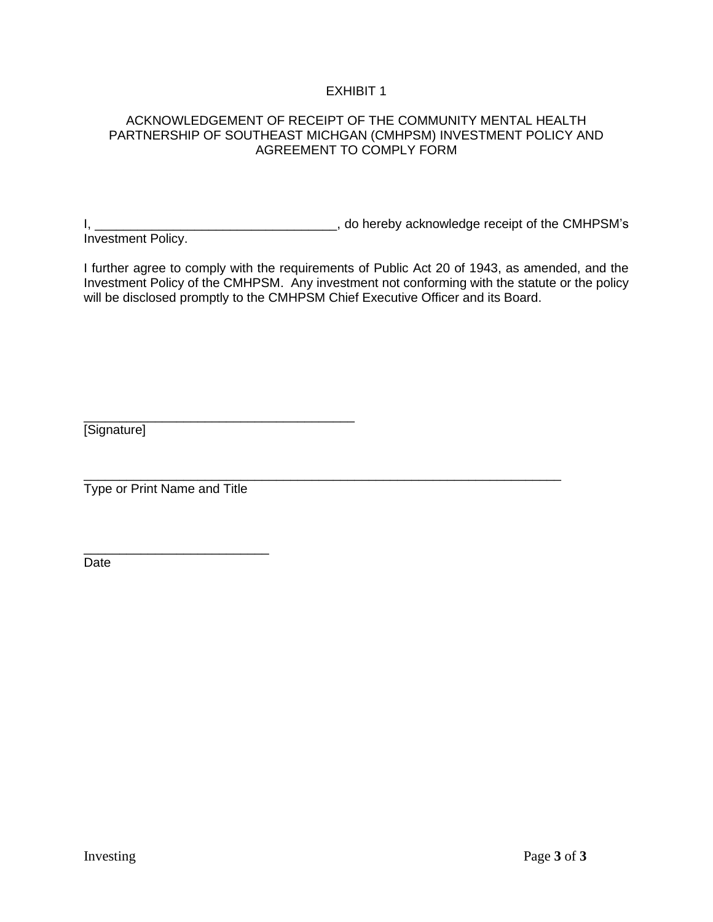EXHIBIT 1

ACKNOWLEDGEMENT OF RECEIPT OF THE COMMUNITY MENTAL HEALTH PARTNERSHIP OF SOUTHEAST MICHGAN (CMHPSM) INVESTMENT POLICY AND AGREEMENT TO COMPLY FORM

I, ___________________________________, do hereby acknowledge receipt of the CMHPSM's Investment Policy.

I further agree to comply with the requirements of Public Act 20 of 1943, as amended, and the Investment Policy of the CMHPSM. Any investment not conforming with the statute or the policy will be disclosed promptly to the CMHPSM Chief Executive Officer and its Board.

_______________________________________
[Signature]

_____________________________________________________________________
Type or Print Name and Title

__________________________
Date